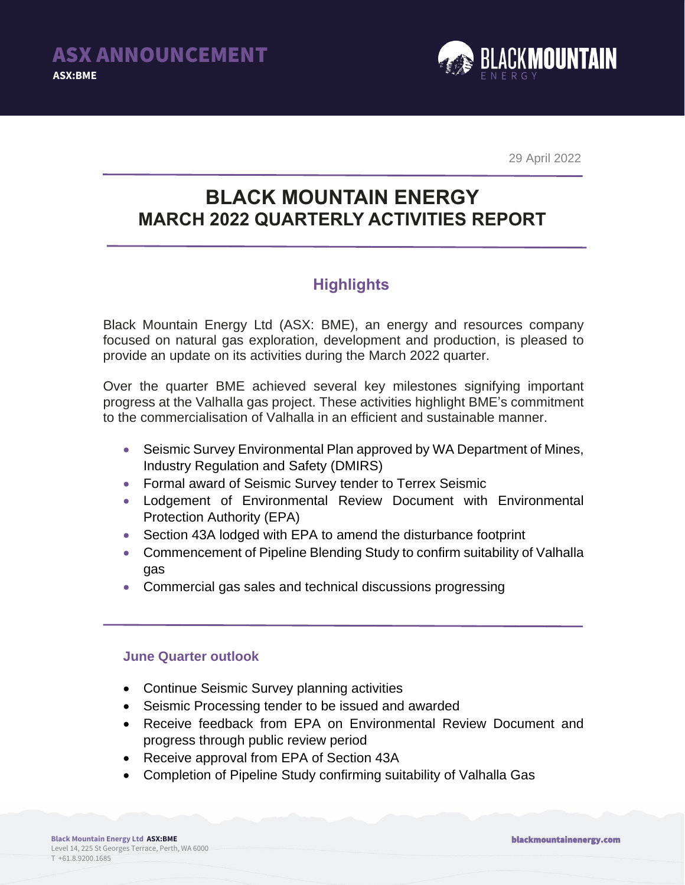ASX ANNOUNCEMENT

ASX:BME

29 April 2022

# BLACK MOUNTAIN ENERGY
# MARCH 2022 QUARTERLY ACTIVITIES REPORT

## Highlights

Black Mountain Energy Ltd (ASX: BME), an energy and resources company focused on natural gas exploration, development and production, is pleased to provide an update on its activities during the March 2022 quarter.

Over the quarter BME achieved several key milestones signifying important progress at the Valhalla gas project. These activities highlight BME's commitment to the commercialisation of Valhalla in an efficient and sustainable manner.

- Seismic Survey Environmental Plan approved by WA Department of Mines, Industry Regulation and Safety (DMIRS)
- Formal award of Seismic Survey tender to Terrex Seismic
- Lodgement of Environmental Review Document with Environmental Protection Authority (EPA)
- Section 43A lodged with EPA to amend the disturbance footprint
- Commencement of Pipeline Blending Study to confirm suitability of Valhalla gas
- Commercial gas sales and technical discussions progressing

### June Quarter outlook

- Continue Seismic Survey planning activities
- Seismic Processing tender to be issued and awarded
- Receive feedback from EPA on Environmental Review Document and progress through public review period
- Receive approval from EPA of Section 43A
- Completion of Pipeline Study confirming suitability of Valhalla Gas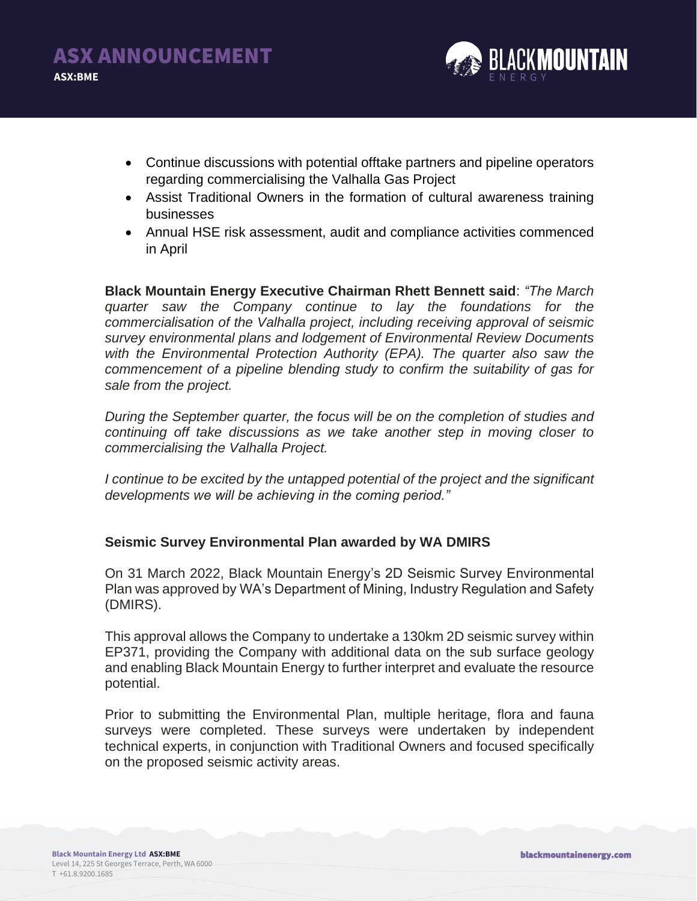- Continue discussions with potential offtake partners and pipeline operators regarding commercialising the Valhalla Gas Project
- Assist Traditional Owners in the formation of cultural awareness training businesses
- Annual HSE risk assessment, audit and compliance activities commenced in April

**Black Mountain Energy Executive Chairman Rhett Bennett said**: *"The March quarter saw the Company continue to lay the foundations for the commercialisation of the Valhalla project, including receiving approval of seismic survey environmental plans and lodgement of Environmental Review Documents with the Environmental Protection Authority (EPA). The quarter also saw the commencement of a pipeline blending study to confirm the suitability of gas for sale from the project.*

*During the September quarter, the focus will be on the completion of studies and continuing off take discussions as we take another step in moving closer to commercialising the Valhalla Project.*

*I continue to be excited by the untapped potential of the project and the significant developments we will be achieving in the coming period."*

## Seismic Survey Environmental Plan awarded by WA DMIRS

On 31 March 2022, Black Mountain Energy's 2D Seismic Survey Environmental Plan was approved by WA's Department of Mining, Industry Regulation and Safety (DMIRS).

This approval allows the Company to undertake a 130km 2D seismic survey within EP371, providing the Company with additional data on the sub surface geology and enabling Black Mountain Energy to further interpret and evaluate the resource potential.

Prior to submitting the Environmental Plan, multiple heritage, flora and fauna surveys were completed. These surveys were undertaken by independent technical experts, in conjunction with Traditional Owners and focused specifically on the proposed seismic activity areas.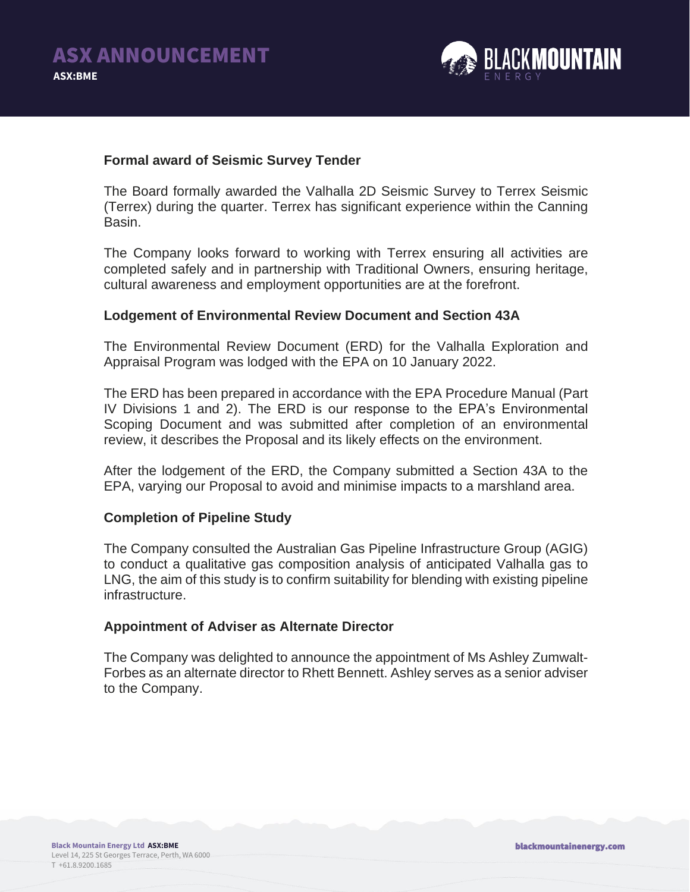### Formal award of Seismic Survey Tender

The Board formally awarded the Valhalla 2D Seismic Survey to Terrex Seismic (Terrex) during the quarter. Terrex has significant experience within the Canning Basin.

The Company looks forward to working with Terrex ensuring all activities are completed safely and in partnership with Traditional Owners, ensuring heritage, cultural awareness and employment opportunities are at the forefront.

### Lodgement of Environmental Review Document and Section 43A

The Environmental Review Document (ERD) for the Valhalla Exploration and Appraisal Program was lodged with the EPA on 10 January 2022.

The ERD has been prepared in accordance with the EPA Procedure Manual (Part IV Divisions 1 and 2). The ERD is our response to the EPA's Environmental Scoping Document and was submitted after completion of an environmental review, it describes the Proposal and its likely effects on the environment.

After the lodgement of the ERD, the Company submitted a Section 43A to the EPA, varying our Proposal to avoid and minimise impacts to a marshland area.

### Completion of Pipeline Study

The Company consulted the Australian Gas Pipeline Infrastructure Group (AGIG) to conduct a qualitative gas composition analysis of anticipated Valhalla gas to LNG, the aim of this study is to confirm suitability for blending with existing pipeline infrastructure.

### Appointment of Adviser as Alternate Director

The Company was delighted to announce the appointment of Ms Ashley Zumwalt-Forbes as an alternate director to Rhett Bennett. Ashley serves as a senior adviser to the Company.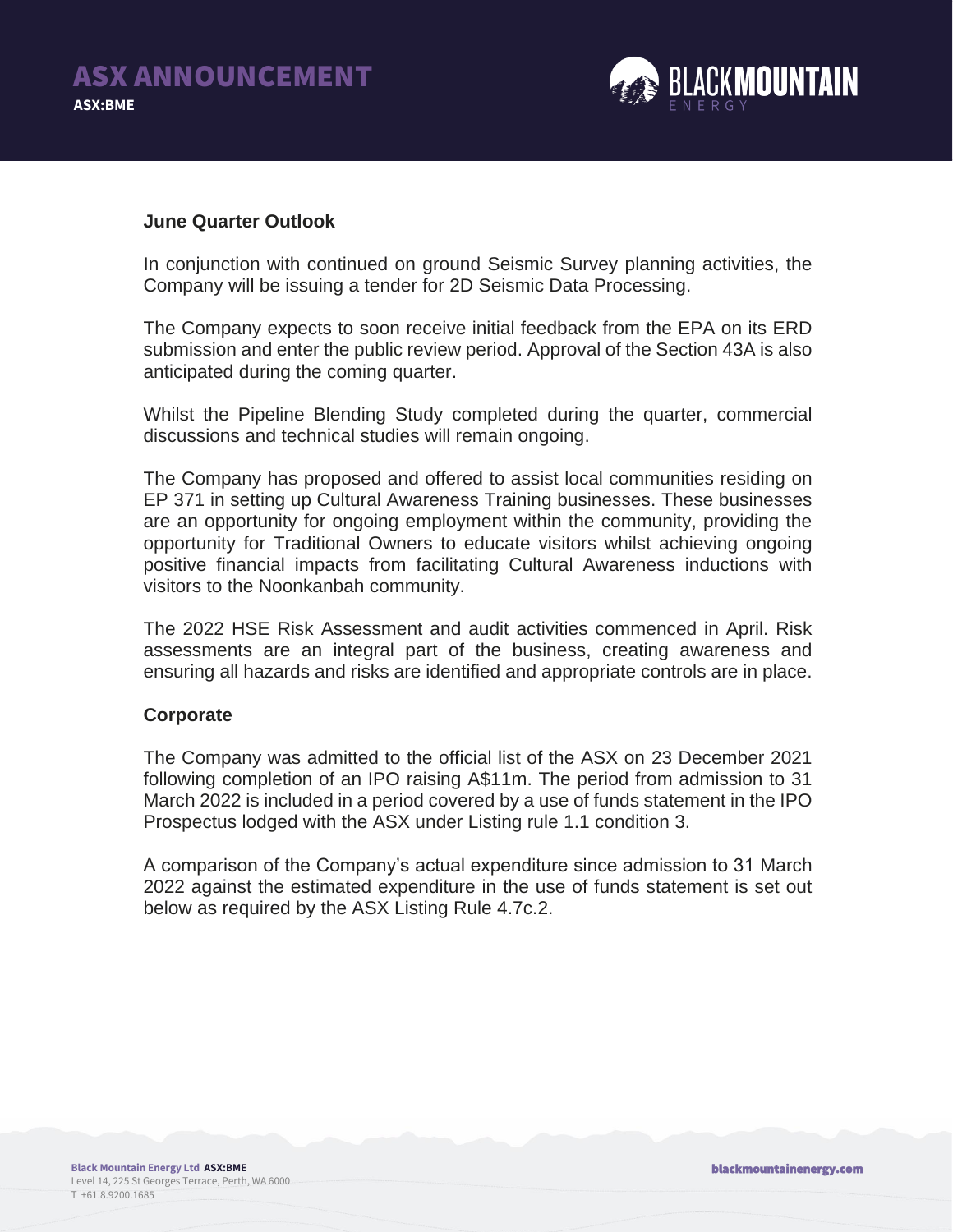## June Quarter Outlook

In conjunction with continued on ground Seismic Survey planning activities, the Company will be issuing a tender for 2D Seismic Data Processing.

The Company expects to soon receive initial feedback from the EPA on its ERD submission and enter the public review period. Approval of the Section 43A is also anticipated during the coming quarter.

Whilst the Pipeline Blending Study completed during the quarter, commercial discussions and technical studies will remain ongoing.

The Company has proposed and offered to assist local communities residing on EP 371 in setting up Cultural Awareness Training businesses. These businesses are an opportunity for ongoing employment within the community, providing the opportunity for Traditional Owners to educate visitors whilst achieving ongoing positive financial impacts from facilitating Cultural Awareness inductions with visitors to the Noonkanbah community.

The 2022 HSE Risk Assessment and audit activities commenced in April. Risk assessments are an integral part of the business, creating awareness and ensuring all hazards and risks are identified and appropriate controls are in place.

## Corporate

The Company was admitted to the official list of the ASX on 23 December 2021 following completion of an IPO raising A$11m. The period from admission to 31 March 2022 is included in a period covered by a use of funds statement in the IPO Prospectus lodged with the ASX under Listing rule 1.1 condition 3.

A comparison of the Company's actual expenditure since admission to 31 March 2022 against the estimated expenditure in the use of funds statement is set out below as required by the ASX Listing Rule 4.7c.2.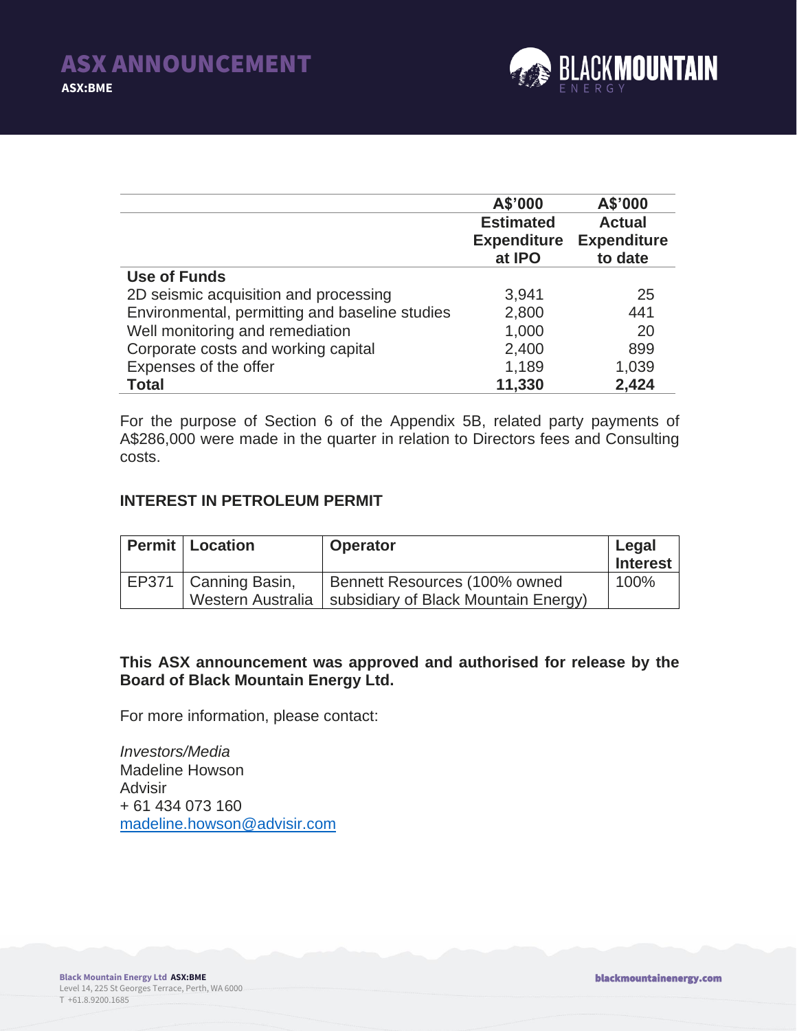| | A$'000 | A$'000 |
|---|---|---|
| | **Estimated Expenditure at IPO** | **Actual Expenditure to date** |
| **Use of Funds** | | |
| 2D seismic acquisition and processing | 3,941 | 25 |
| Environmental, permitting and baseline studies | 2,800 | 441 |
| Well monitoring and remediation | 1,000 | 20 |
| Corporate costs and working capital | 2,400 | 899 |
| Expenses of the offer | 1,189 | 1,039 |
| **Total** | **11,330** | **2,424** |

For the purpose of Section 6 of the Appendix 5B, related party payments of A$286,000 were made in the quarter in relation to Directors fees and Consulting costs.

## INTEREST IN PETROLEUM PERMIT

| Permit | Location | Operator | Legal Interest |
|---|---|---|---|
| EP371 | Canning Basin, Western Australia | Bennett Resources (100% owned subsidiary of Black Mountain Energy) | 100% |

**This ASX announcement was approved and authorised for release by the Board of Black Mountain Energy Ltd.**

For more information, please contact:

*Investors/Media*
Madeline Howson
Advisir
+ 61 434 073 160
madeline.howson@advisir.com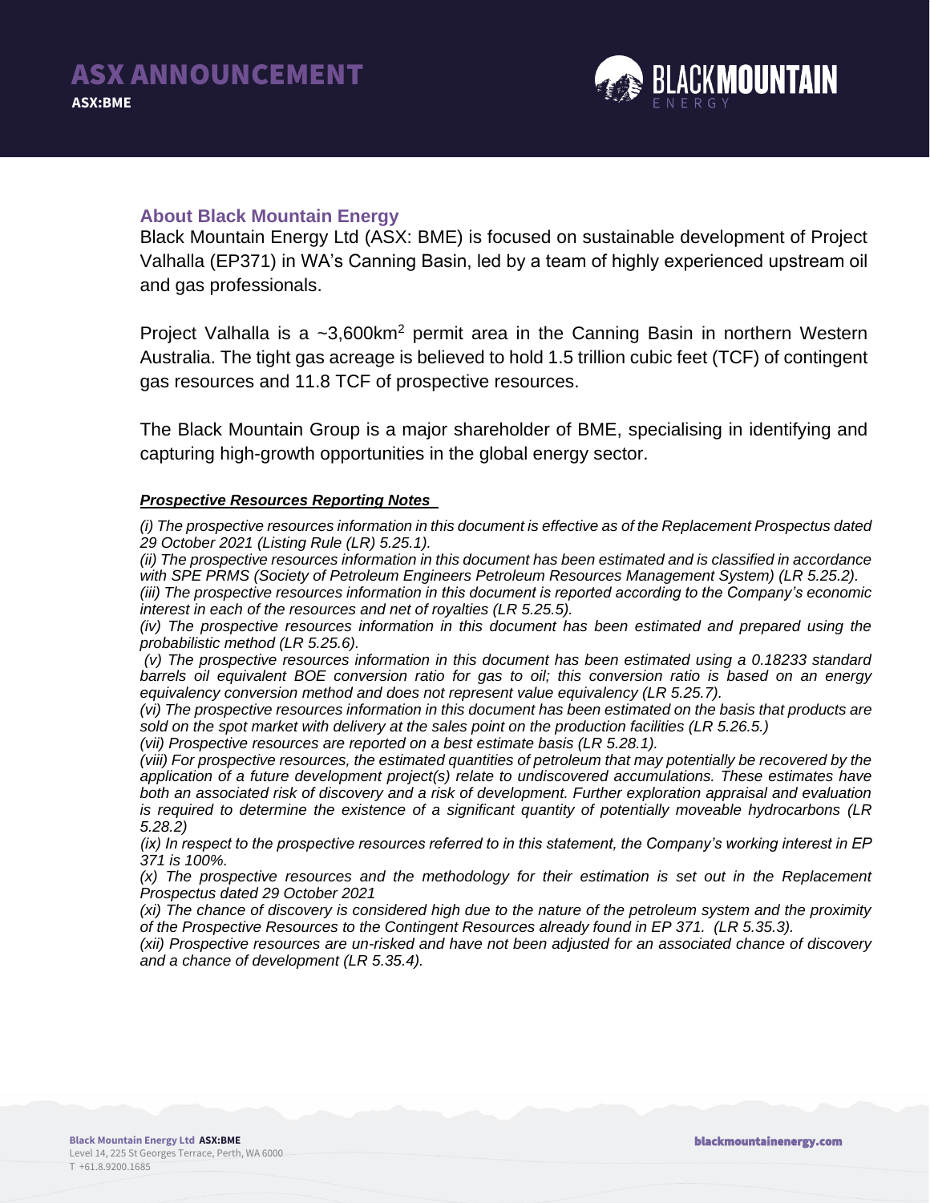## About Black Mountain Energy

Black Mountain Energy Ltd (ASX: BME) is focused on sustainable development of Project Valhalla (EP371) in WA's Canning Basin, led by a team of highly experienced upstream oil and gas professionals.

Project Valhalla is a ~3,600km$^2$ permit area in the Canning Basin in northern Western Australia. The tight gas acreage is believed to hold 1.5 trillion cubic feet (TCF) of contingent gas resources and 11.8 TCF of prospective resources.

The Black Mountain Group is a major shareholder of BME, specialising in identifying and capturing high-growth opportunities in the global energy sector.

***Prospective Resources Reporting Notes***

*(i) The prospective resources information in this document is effective as of the Replacement Prospectus dated 29 October 2021 (Listing Rule (LR) 5.25.1).*

*(ii) The prospective resources information in this document has been estimated and is classified in accordance with SPE PRMS (Society of Petroleum Engineers Petroleum Resources Management System) (LR 5.25.2).*

*(iii) The prospective resources information in this document is reported according to the Company's economic interest in each of the resources and net of royalties (LR 5.25.5).*

*(iv) The prospective resources information in this document has been estimated and prepared using the probabilistic method (LR 5.25.6).*

*(v) The prospective resources information in this document has been estimated using a 0.18233 standard barrels oil equivalent BOE conversion ratio for gas to oil; this conversion ratio is based on an energy equivalency conversion method and does not represent value equivalency (LR 5.25.7).*

*(vi) The prospective resources information in this document has been estimated on the basis that products are sold on the spot market with delivery at the sales point on the production facilities (LR 5.26.5.)*

*(vii) Prospective resources are reported on a best estimate basis (LR 5.28.1).*

*(viii) For prospective resources, the estimated quantities of petroleum that may potentially be recovered by the application of a future development project(s) relate to undiscovered accumulations. These estimates have both an associated risk of discovery and a risk of development. Further exploration appraisal and evaluation is required to determine the existence of a significant quantity of potentially moveable hydrocarbons (LR 5.28.2)*

*(ix) In respect to the prospective resources referred to in this statement, the Company's working interest in EP 371 is 100%.*

*(x) The prospective resources and the methodology for their estimation is set out in the Replacement Prospectus dated 29 October 2021*

*(xi) The chance of discovery is considered high due to the nature of the petroleum system and the proximity of the Prospective Resources to the Contingent Resources already found in EP 371. (LR 5.35.3).*

*(xii) Prospective resources are un-risked and have not been adjusted for an associated chance of discovery and a chance of development (LR 5.35.4).*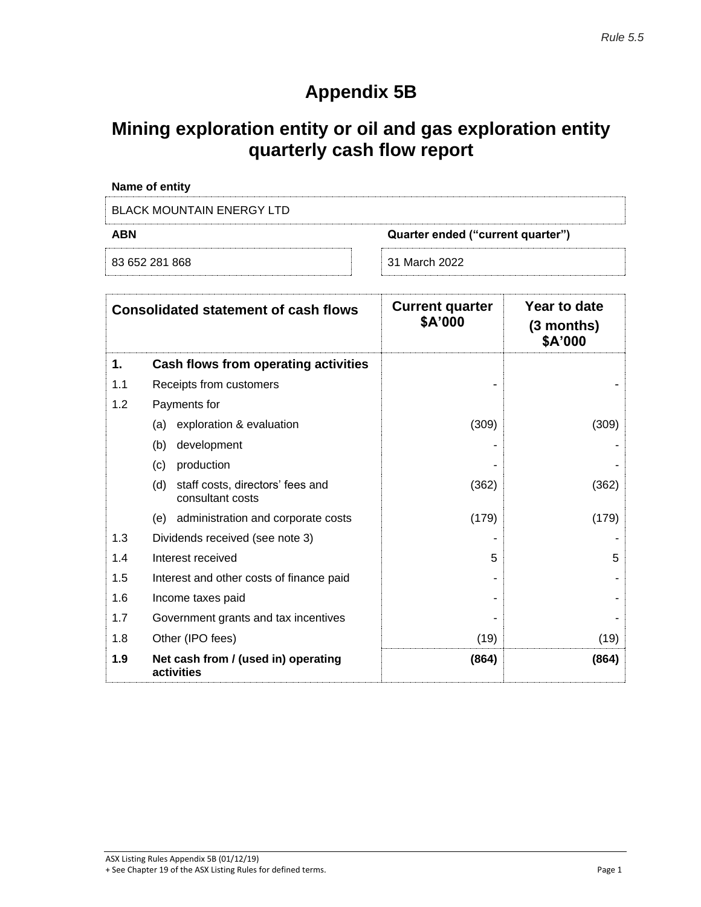*Rule 5.5*

# Appendix 5B

# Mining exploration entity or oil and gas exploration entity quarterly cash flow report

**Name of entity**

BLACK MOUNTAIN ENERGY LTD

| **ABN** | **Quarter ended ("current quarter")** |
|---|---|
| 83 652 281 868 | 31 March 2022 |

| | **Consolidated statement of cash flows** | **Current quarter $A'000** | **Year to date (3 months) $A'000** |
|---|---|---|---|
| **1.** | **Cash flows from operating activities** | | |
| 1.1 | Receipts from customers | - | - |
| 1.2 | Payments for | | |
| | (a) exploration & evaluation | (309) | (309) |
| | (b) development | - | - |
| | (c) production | - | - |
| | (d) staff costs, directors' fees and consultant costs | (362) | (362) |
| | (e) administration and corporate costs | (179) | (179) |
| 1.3 | Dividends received (see note 3) | - | - |
| 1.4 | Interest received | 5 | 5 |
| 1.5 | Interest and other costs of finance paid | - | - |
| 1.6 | Income taxes paid | - | - |
| 1.7 | Government grants and tax incentives | - | - |
| 1.8 | Other (IPO fees) | (19) | (19) |
| **1.9** | **Net cash from / (used in) operating activities** | **(864)** | **(864)** |

ASX Listing Rules Appendix 5B (01/12/19)
+ See Chapter 19 of the ASX Listing Rules for defined terms.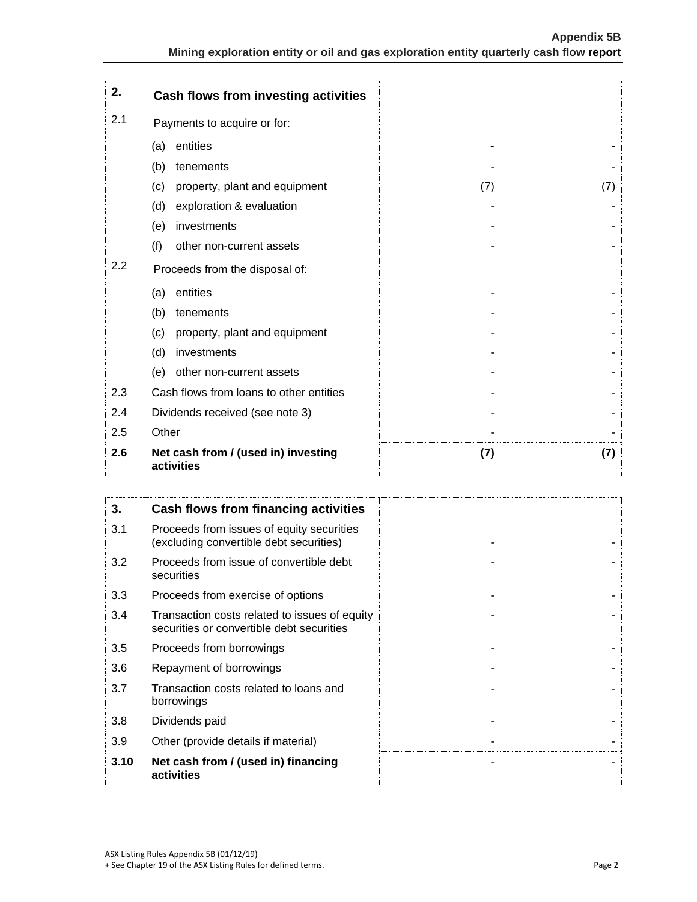| 2. | Cash flows from investing activities | | |
|---|---|---|---|
| 2.1 | Payments to acquire or for: | | |
| | (a) entities | - | - |
| | (b) tenements | - | - |
| | (c) property, plant and equipment | (7) | (7) |
| | (d) exploration & evaluation | - | - |
| | (e) investments | - | - |
| | (f) other non-current assets | - | - |
| 2.2 | Proceeds from the disposal of: | | |
| | (a) entities | - | - |
| | (b) tenements | - | - |
| | (c) property, plant and equipment | - | - |
| | (d) investments | - | - |
| | (e) other non-current assets | - | - |
| 2.3 | Cash flows from loans to other entities | - | - |
| 2.4 | Dividends received (see note 3) | - | - |
| 2.5 | Other | - | - |
| **2.6** | **Net cash from / (used in) investing activities** | **(7)** | **(7)** |

| 3. | Cash flows from financing activities | | |
|---|---|---|---|
| 3.1 | Proceeds from issues of equity securities (excluding convertible debt securities) | - | - |
| 3.2 | Proceeds from issue of convertible debt securities | - | - |
| 3.3 | Proceeds from exercise of options | - | - |
| 3.4 | Transaction costs related to issues of equity securities or convertible debt securities | - | - |
| 3.5 | Proceeds from borrowings | - | - |
| 3.6 | Repayment of borrowings | - | - |
| 3.7 | Transaction costs related to loans and borrowings | - | - |
| 3.8 | Dividends paid | - | - |
| 3.9 | Other (provide details if material) | - | - |
| **3.10** | **Net cash from / (used in) financing activities** | - | - |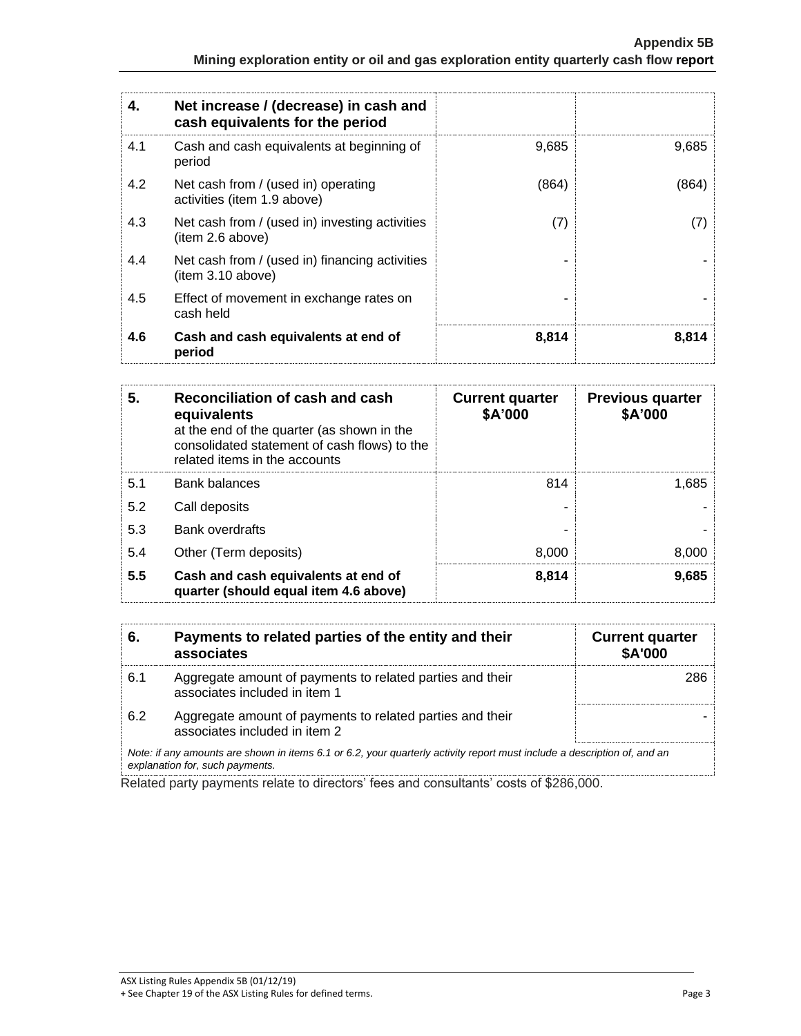| 4. | Net increase / (decrease) in cash and cash equivalents for the period | | |
|---|---|---|---|
| 4.1 | Cash and cash equivalents at beginning of period | 9,685 | 9,685 |
| 4.2 | Net cash from / (used in) operating activities (item 1.9 above) | (864) | (864) |
| 4.3 | Net cash from / (used in) investing activities (item 2.6 above) | (7) | (7) |
| 4.4 | Net cash from / (used in) financing activities (item 3.10 above) | - | - |
| 4.5 | Effect of movement in exchange rates on cash held | - | - |
| **4.6** | **Cash and cash equivalents at end of period** | **8,814** | **8,814** |

| 5. | **Reconciliation of cash and cash equivalents** at the end of the quarter (as shown in the consolidated statement of cash flows) to the related items in the accounts | **Current quarter $A'000** | **Previous quarter $A'000** |
|---|---|---|---|
| 5.1 | Bank balances | 814 | 1,685 |
| 5.2 | Call deposits | - | - |
| 5.3 | Bank overdrafts | - | - |
| 5.4 | Other (Term deposits) | 8,000 | 8,000 |
| **5.5** | **Cash and cash equivalents at end of quarter (should equal item 4.6 above)** | **8,814** | **9,685** |

| 6. | **Payments to related parties of the entity and their associates** | **Current quarter $A'000** |
|---|---|---|
| 6.1 | Aggregate amount of payments to related parties and their associates included in item 1 | 286 |
| 6.2 | Aggregate amount of payments to related parties and their associates included in item 2 | - |

*Note: if any amounts are shown in items 6.1 or 6.2, your quarterly activity report must include a description of, and an explanation for, such payments.*

Related party payments relate to directors' fees and consultants' costs of $286,000.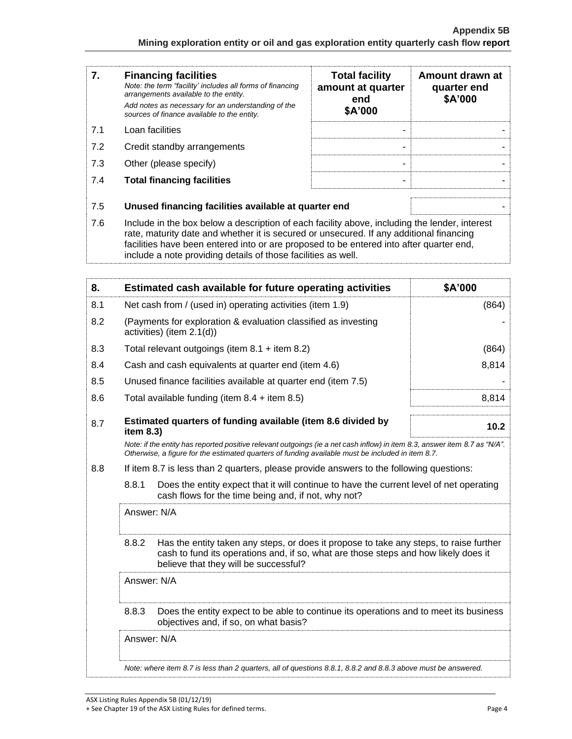| 7. | **Financing facilities**<br>*Note: the term "facility' includes all forms of financing arrangements available to the entity.*<br>*Add notes as necessary for an understanding of the sources of finance available to the entity.* | **Total facility amount at quarter end**<br>**$A'000** | **Amount drawn at quarter end**<br>**$A'000** |
|---|---|---|---|
| 7.1 | Loan facilities | - | - |
| 7.2 | Credit standby arrangements | - | - |
| 7.3 | Other (please specify) | - | - |
| 7.4 | **Total financing facilities** | - | - |

| | | |
|---|---|---|
| 7.5 | **Unused financing facilities available at quarter end** | - |
| 7.6 | Include in the box below a description of each facility above, including the lender, interest rate, maturity date and whether it is secured or unsecured. If any additional financing facilities have been entered into or are proposed to be entered into after quarter end, include a note providing details of those facilities as well. | |

| 8. | **Estimated cash available for future operating activities** | **$A'000** |
|---|---|---|
| 8.1 | Net cash from / (used in) operating activities (item 1.9) | (864) |
| 8.2 | (Payments for exploration & evaluation classified as investing activities) (item 2.1(d)) | - |
| 8.3 | Total relevant outgoings (item 8.1 + item 8.2) | (864) |
| 8.4 | Cash and cash equivalents at quarter end (item 4.6) | 8,814 |
| 8.5 | Unused finance facilities available at quarter end (item 7.5) | - |
| 8.6 | Total available funding (item 8.4 + item 8.5) | 8,814 |
| 8.7 | **Estimated quarters of funding available (item 8.6 divided by item 8.3)** | **10.2** |

*Note: if the entity has reported positive relevant outgoings (ie a net cash inflow) in item 8.3, answer item 8.7 as "N/A". Otherwise, a figure for the estimated quarters of funding available must be included in item 8.7.*

8.8 If item 8.7 is less than 2 quarters, please provide answers to the following questions:

8.8.1 Does the entity expect that it will continue to have the current level of net operating cash flows for the time being and, if not, why not?

Answer: N/A

8.8.2 Has the entity taken any steps, or does it propose to take any steps, to raise further cash to fund its operations and, if so, what are those steps and how likely does it believe that they will be successful?

Answer: N/A

8.8.3 Does the entity expect to be able to continue its operations and to meet its business objectives and, if so, on what basis?

Answer: N/A

*Note: where item 8.7 is less than 2 quarters, all of questions 8.8.1, 8.8.2 and 8.8.3 above must be answered.*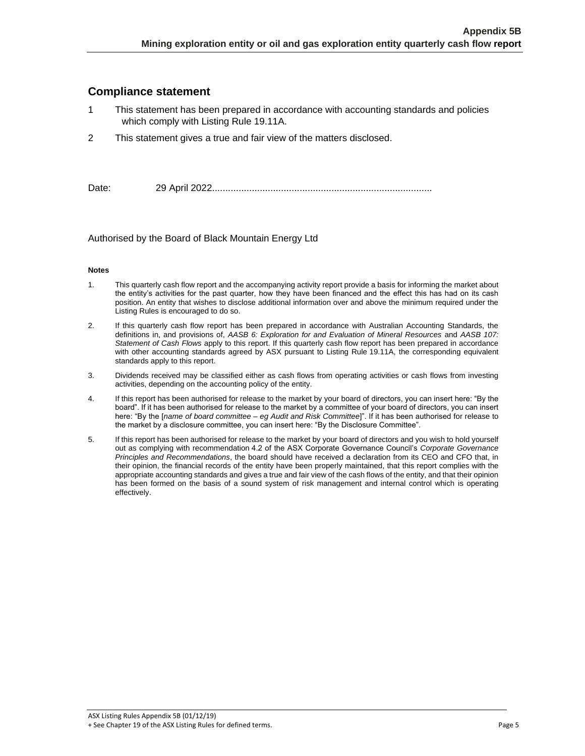## Compliance statement

1. This statement has been prepared in accordance with accounting standards and policies which comply with Listing Rule 19.11A.
2. This statement gives a true and fair view of the matters disclosed.

Date: 29 April 2022....................................................................................

Authorised by the Board of Black Mountain Energy Ltd

**Notes**

1. This quarterly cash flow report and the accompanying activity report provide a basis for informing the market about the entity's activities for the past quarter, how they have been financed and the effect this has had on its cash position. An entity that wishes to disclose additional information over and above the minimum required under the Listing Rules is encouraged to do so.
2. If this quarterly cash flow report has been prepared in accordance with Australian Accounting Standards, the definitions in, and provisions of, *AASB 6: Exploration for and Evaluation of Mineral Resources* and *AASB 107: Statement of Cash Flows* apply to this report. If this quarterly cash flow report has been prepared in accordance with other accounting standards agreed by ASX pursuant to Listing Rule 19.11A, the corresponding equivalent standards apply to this report.
3. Dividends received may be classified either as cash flows from operating activities or cash flows from investing activities, depending on the accounting policy of the entity.
4. If this report has been authorised for release to the market by your board of directors, you can insert here: "By the board". If it has been authorised for release to the market by a committee of your board of directors, you can insert here: "By the [*name of board committee – eg Audit and Risk Committee*]". If it has been authorised for release to the market by a disclosure committee, you can insert here: "By the Disclosure Committee".
5. If this report has been authorised for release to the market by your board of directors and you wish to hold yourself out as complying with recommendation 4.2 of the ASX Corporate Governance Council's *Corporate Governance Principles and Recommendations*, the board should have received a declaration from its CEO and CFO that, in their opinion, the financial records of the entity have been properly maintained, that this report complies with the appropriate accounting standards and gives a true and fair view of the cash flows of the entity, and that their opinion has been formed on the basis of a sound system of risk management and internal control which is operating effectively.